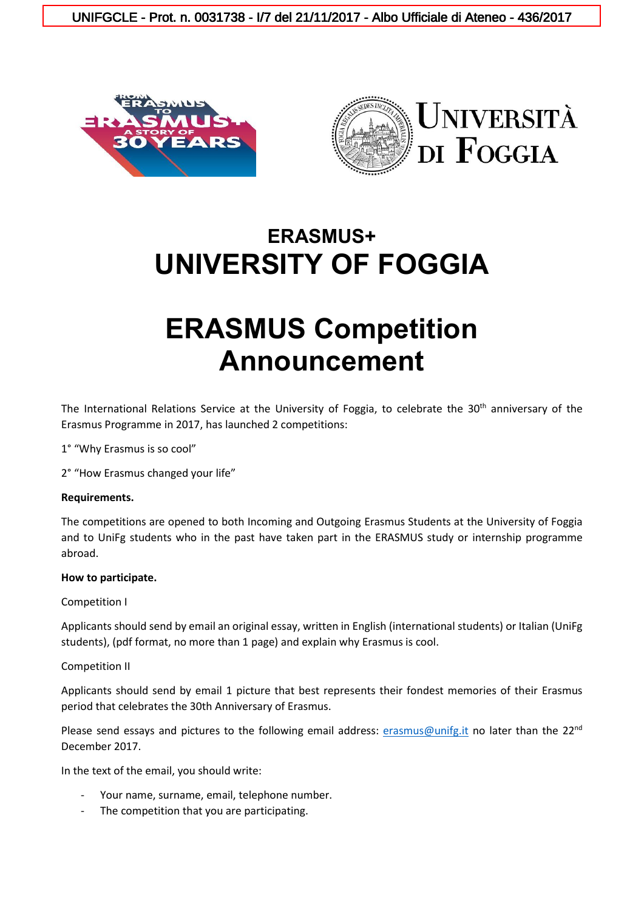UNIFGCLE - Prot. n. 0031738 - I/7 del 21/11/2017 - Albo Ufficiale di Ateneo - 436/2017

## ERASMUS+
# UNIVERSITY OF FOGGIA

# ERASMUS Competition Announcement

The International Relations Service at the University of Foggia, to celebrate the 30th anniversary of the Erasmus Programme in 2017, has launched 2 competitions:

1° "Why Erasmus is so cool"

2° "How Erasmus changed your life"

**Requirements.**

The competitions are opened to both Incoming and Outgoing Erasmus Students at the University of Foggia and to UniFg students who in the past have taken part in the ERASMUS study or internship programme abroad.

**How to participate.**

Competition I

Applicants should send by email an original essay, written in English (international students) or Italian (UniFg students), (pdf format, no more than 1 page) and explain why Erasmus is cool.

Competition II

Applicants should send by email 1 picture that best represents their fondest memories of their Erasmus period that celebrates the 30th Anniversary of Erasmus.

Please send essays and pictures to the following email address: erasmus@unifg.it no later than the 22nd December 2017.

In the text of the email, you should write:

- Your name, surname, email, telephone number.
- The competition that you are participating.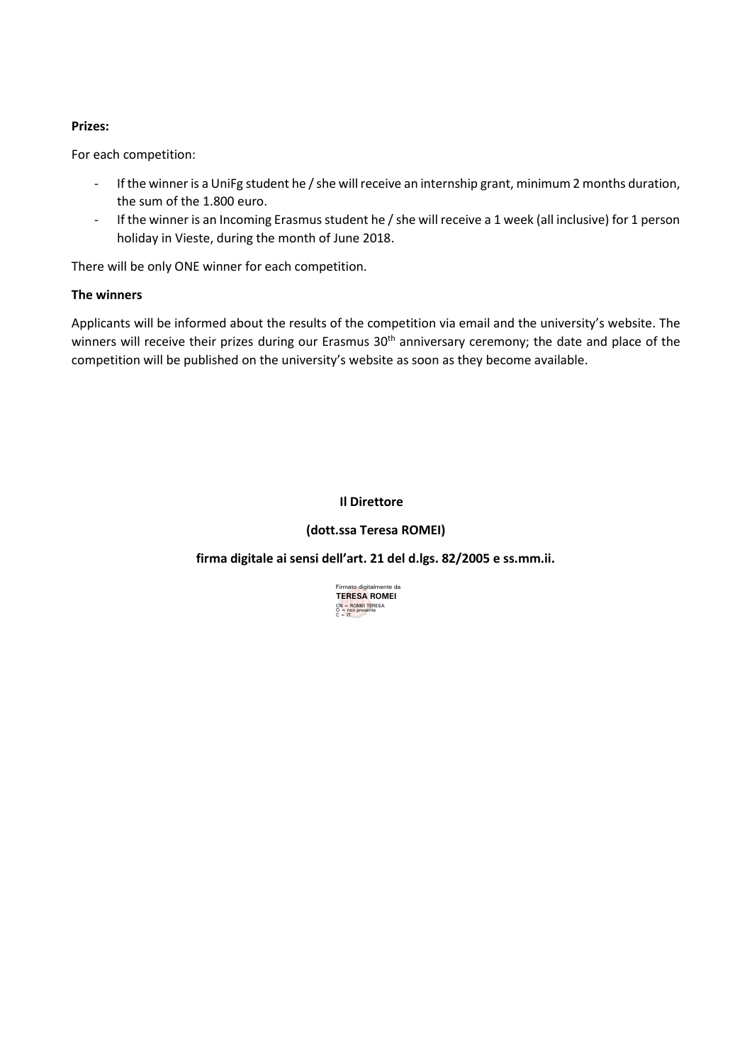**Prizes:**

For each competition:

- If the winner is a UniFg student he / she will receive an internship grant, minimum 2 months duration, the sum of the 1.800 euro.
- If the winner is an Incoming Erasmus student he / she will receive a 1 week (all inclusive) for 1 person holiday in Vieste, during the month of June 2018.

There will be only ONE winner for each competition.

**The winners**

Applicants will be informed about the results of the competition via email and the university's website. The winners will receive their prizes during our Erasmus 30th anniversary ceremony; the date and place of the competition will be published on the university's website as soon as they become available.

**Il Direttore**

**(dott.ssa Teresa ROMEI)**

**firma digitale ai sensi dell'art. 21 del d.lgs. 82/2005 e ss.mm.ii.**

Firmato digitalmente da
TERESA ROMEI
CN = ROMEI TERESA
O = non presente
C = IT